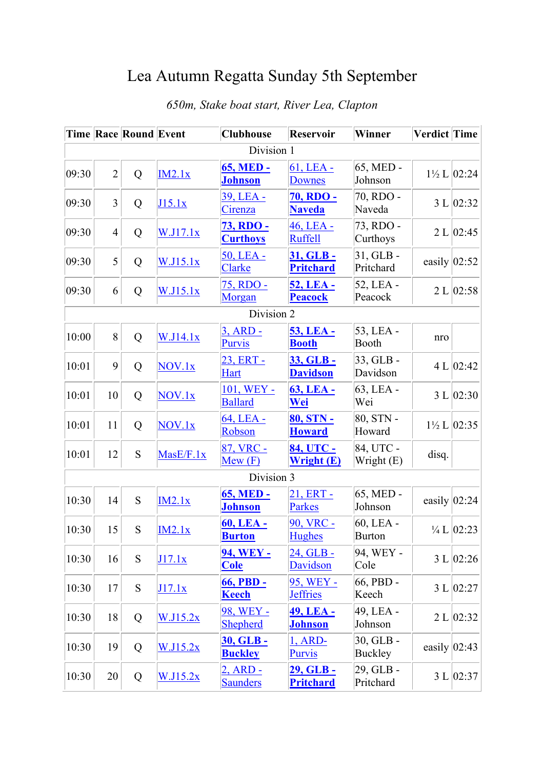# Lea Autumn Regatta Sunday 5th September

*650m, Stake boat start, River Lea, Clapton*

| Time | Race | Round | Event | Clubhouse | Reservoir | Winner | Verdict | Time |
|---|---|---|---|---|---|---|---|---|
| Division 1 | | | | | | | | |
| 09:30 | 2 | Q | IM2.1x | **65, MED - Johnson** | 61, LEA - Downes | 65, MED - Johnson | 1½ L | 02:24 |
| 09:30 | 3 | Q | J15.1x | 39, LEA - Cirenza | **70, RDO - Naveda** | 70, RDO - Naveda | 3 L | 02:32 |
| 09:30 | 4 | Q | W.J17.1x | **73, RDO - Curthoys** | 46, LEA - Ruffell | 73, RDO - Curthoys | 2 L | 02:45 |
| 09:30 | 5 | Q | W.J15.1x | 50, LEA - Clarke | **31, GLB - Pritchard** | 31, GLB - Pritchard | easily | 02:52 |
| 09:30 | 6 | Q | W.J15.1x | 75, RDO - Morgan | **52, LEA - Peacock** | 52, LEA - Peacock | 2 L | 02:58 |
| Division 2 | | | | | | | | |
| 10:00 | 8 | Q | W.J14.1x | 3, ARD - Purvis | **53, LEA - Booth** | 53, LEA - Booth | nro | |
| 10:01 | 9 | Q | NOV.1x | 23, ERT - Hart | **33, GLB - Davidson** | 33, GLB - Davidson | 4 L | 02:42 |
| 10:01 | 10 | Q | NOV.1x | 101, WEY - Ballard | **63, LEA - Wei** | 63, LEA - Wei | 3 L | 02:30 |
| 10:01 | 11 | Q | NOV.1x | 64, LEA - Robson | **80, STN - Howard** | 80, STN - Howard | 1½ L | 02:35 |
| 10:01 | 12 | S | MasE/F.1x | 87, VRC - Mew (F) | **84, UTC - Wright (E)** | 84, UTC - Wright (E) | disq. | |
| Division 3 | | | | | | | | |
| 10:30 | 14 | S | IM2.1x | **65, MED - Johnson** | 21, ERT - Parkes | 65, MED - Johnson | easily | 02:24 |
| 10:30 | 15 | S | IM2.1x | **60, LEA - Burton** | 90, VRC - Hughes | 60, LEA - Burton | ¼ L | 02:23 |
| 10:30 | 16 | S | J17.1x | **94, WEY - Cole** | 24, GLB - Davidson | 94, WEY - Cole | 3 L | 02:26 |
| 10:30 | 17 | S | J17.1x | **66, PBD - Keech** | 95, WEY - Jeffries | 66, PBD - Keech | 3 L | 02:27 |
| 10:30 | 18 | Q | W.J15.2x | 98, WEY - Shepherd | **49, LEA - Johnson** | 49, LEA - Johnson | 2 L | 02:32 |
| 10:30 | 19 | Q | W.J15.2x | **30, GLB - Buckley** | 1, ARD- Purvis | 30, GLB - Buckley | easily | 02:43 |
| 10:30 | 20 | Q | W.J15.2x | 2, ARD - Saunders | **29, GLB - Pritchard** | 29, GLB - Pritchard | 3 L | 02:37 |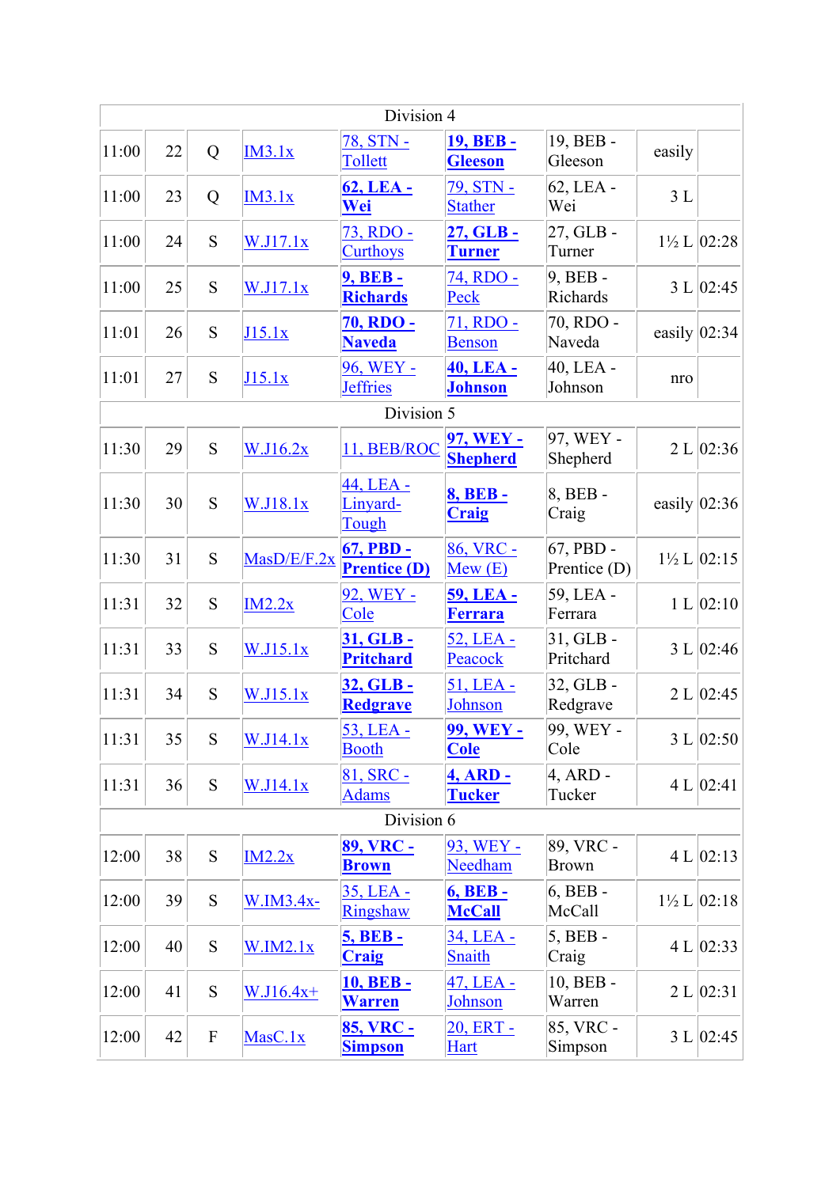| Division 4 | | | | | | | | |
|---|---|---|---|---|---|---|---|---|
| 11:00 | 22 | Q | IM3.1x | 78, STN - Tollett | **19, BEB - Gleeson** | 19, BEB - Gleeson | easily | |
| 11:00 | 23 | Q | IM3.1x | **62, LEA - Wei** | 79, STN - Stather | 62, LEA - Wei | 3 L | |
| 11:00 | 24 | S | W.J17.1x | 73, RDO - Curthoys | **27, GLB - Turner** | 27, GLB - Turner | 1½ L | 02:28 |
| 11:00 | 25 | S | W.J17.1x | **9, BEB - Richards** | 74, RDO - Peck | 9, BEB - Richards | 3 L | 02:45 |
| 11:01 | 26 | S | J15.1x | **70, RDO - Naveda** | 71, RDO - Benson | 70, RDO - Naveda | easily | 02:34 |
| 11:01 | 27 | S | J15.1x | 96, WEY - Jeffries | **40, LEA - Johnson** | 40, LEA - Johnson | nro | |
| Division 5 | | | | | | | | |
| 11:30 | 29 | S | W.J16.2x | 11, BEB/ROC | **97, WEY - Shepherd** | 97, WEY - Shepherd | 2 L | 02:36 |
| 11:30 | 30 | S | W.J18.1x | 44, LEA - Linyard-Tough | **8, BEB - Craig** | 8, BEB - Craig | easily | 02:36 |
| 11:30 | 31 | S | MasD/E/F.2x | **67, PBD - Prentice (D)** | 86, VRC - Mew (E) | 67, PBD - Prentice (D) | 1½ L | 02:15 |
| 11:31 | 32 | S | IM2.2x | 92, WEY - Cole | **59, LEA - Ferrara** | 59, LEA - Ferrara | 1 L | 02:10 |
| 11:31 | 33 | S | W.J15.1x | **31, GLB - Pritchard** | 52, LEA - Peacock | 31, GLB - Pritchard | 3 L | 02:46 |
| 11:31 | 34 | S | W.J15.1x | **32, GLB - Redgrave** | 51, LEA - Johnson | 32, GLB - Redgrave | 2 L | 02:45 |
| 11:31 | 35 | S | W.J14.1x | 53, LEA - Booth | **99, WEY - Cole** | 99, WEY - Cole | 3 L | 02:50 |
| 11:31 | 36 | S | W.J14.1x | 81, SRC - Adams | **4, ARD - Tucker** | 4, ARD - Tucker | 4 L | 02:41 |
| Division 6 | | | | | | | | |
| 12:00 | 38 | S | IM2.2x | **89, VRC - Brown** | 93, WEY - Needham | 89, VRC - Brown | 4 L | 02:13 |
| 12:00 | 39 | S | W.IM3.4x- | 35, LEA - Ringshaw | **6, BEB - McCall** | 6, BEB - McCall | 1½ L | 02:18 |
| 12:00 | 40 | S | W.IM2.1x | **5, BEB - Craig** | 34, LEA - Snaith | 5, BEB - Craig | 4 L | 02:33 |
| 12:00 | 41 | S | W.J16.4x+ | **10, BEB - Warren** | 47, LEA - Johnson | 10, BEB - Warren | 2 L | 02:31 |
| 12:00 | 42 | F | MasC.1x | **85, VRC - Simpson** | 20, ERT - Hart | 85, VRC - Simpson | 3 L | 02:45 |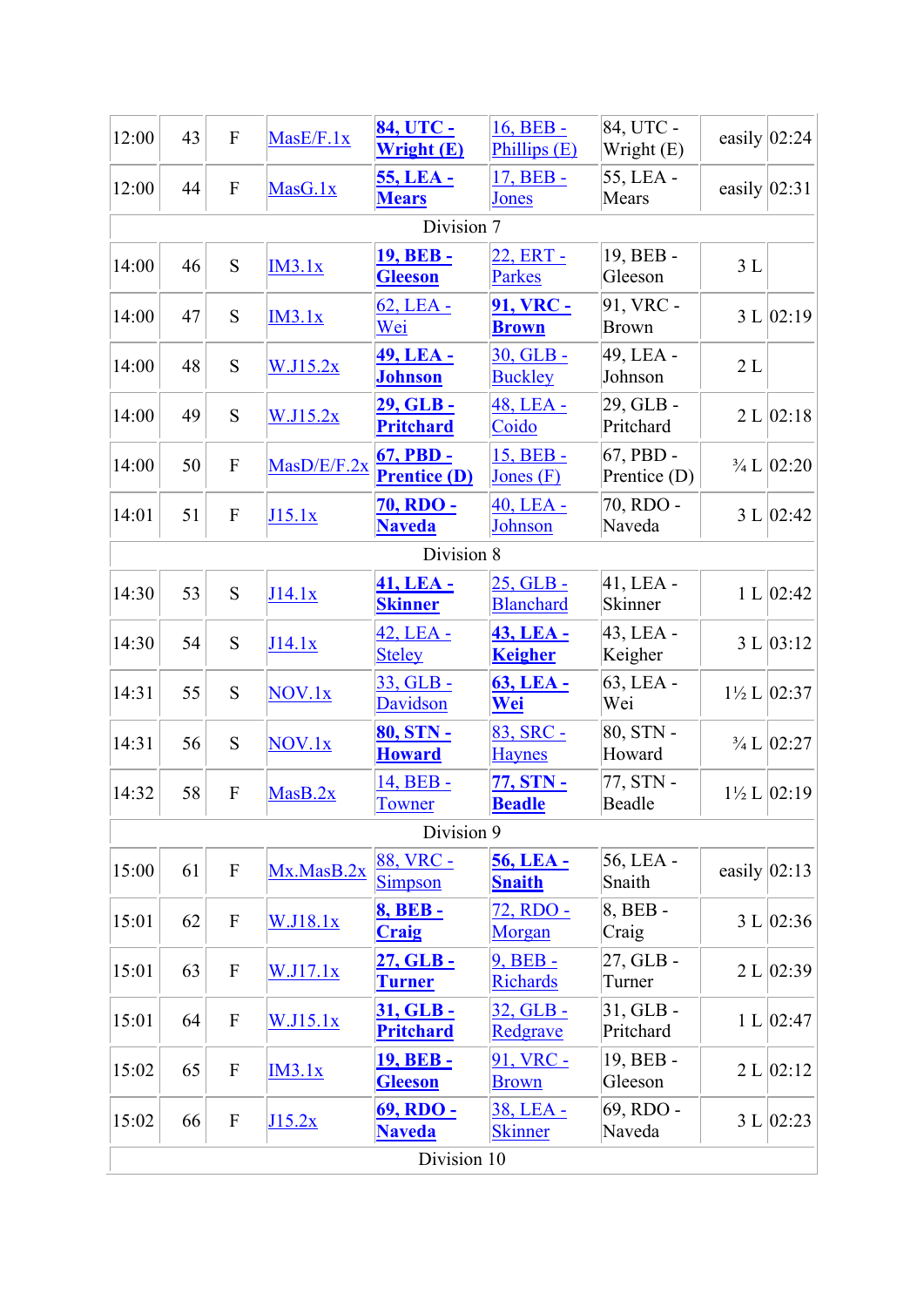| | | | | | | | | |
|---|---|---|---|---|---|---|---|---|
| 12:00 | 43 | F | MasE/F.1x | **84, UTC - Wright (E)** | 16, BEB - Phillips (E) | 84, UTC - Wright (E) | easily | 02:24 |
| 12:00 | 44 | F | MasG.1x | **55, LEA - Mears** | 17, BEB - Jones | 55, LEA - Mears | easily | 02:31 |
| Division 7 | | | | | | | | |
| 14:00 | 46 | S | IM3.1x | **19, BEB - Gleeson** | 22, ERT - Parkes | 19, BEB - Gleeson | 3 L | |
| 14:00 | 47 | S | IM3.1x | 62, LEA - Wei | **91, VRC - Brown** | 91, VRC - Brown | 3 L | 02:19 |
| 14:00 | 48 | S | W.J15.2x | **49, LEA - Johnson** | 30, GLB - Buckley | 49, LEA - Johnson | 2 L | |
| 14:00 | 49 | S | W.J15.2x | **29, GLB - Pritchard** | 48, LEA - Coido | 29, GLB - Pritchard | 2 L | 02:18 |
| 14:00 | 50 | F | MasD/E/F.2x | **67, PBD - Prentice (D)** | 15, BEB - Jones (F) | 67, PBD - Prentice (D) | ¾ L | 02:20 |
| 14:01 | 51 | F | J15.1x | **70, RDO - Naveda** | 40, LEA - Johnson | 70, RDO - Naveda | 3 L | 02:42 |
| Division 8 | | | | | | | | |
| 14:30 | 53 | S | J14.1x | **41, LEA - Skinner** | 25, GLB - Blanchard | 41, LEA - Skinner | 1 L | 02:42 |
| 14:30 | 54 | S | J14.1x | 42, LEA - Steley | **43, LEA - Keigher** | 43, LEA - Keigher | 3 L | 03:12 |
| 14:31 | 55 | S | NOV.1x | 33, GLB - Davidson | **63, LEA - Wei** | 63, LEA - Wei | 1½ L | 02:37 |
| 14:31 | 56 | S | NOV.1x | **80, STN - Howard** | 83, SRC - Haynes | 80, STN - Howard | ¾ L | 02:27 |
| 14:32 | 58 | F | MasB.2x | 14, BEB - Towner | **77, STN - Beadle** | 77, STN - Beadle | 1½ L | 02:19 |
| Division 9 | | | | | | | | |
| 15:00 | 61 | F | Mx.MasB.2x | 88, VRC - Simpson | **56, LEA - Snaith** | 56, LEA - Snaith | easily | 02:13 |
| 15:01 | 62 | F | W.J18.1x | **8, BEB - Craig** | 72, RDO - Morgan | 8, BEB - Craig | 3 L | 02:36 |
| 15:01 | 63 | F | W.J17.1x | **27, GLB - Turner** | 9, BEB - Richards | 27, GLB - Turner | 2 L | 02:39 |
| 15:01 | 64 | F | W.J15.1x | **31, GLB - Pritchard** | 32, GLB - Redgrave | 31, GLB - Pritchard | 1 L | 02:47 |
| 15:02 | 65 | F | IM3.1x | **19, BEB - Gleeson** | 91, VRC - Brown | 19, BEB - Gleeson | 2 L | 02:12 |
| 15:02 | 66 | F | J15.2x | **69, RDO - Naveda** | 38, LEA - Skinner | 69, RDO - Naveda | 3 L | 02:23 |
| Division 10 | | | | | | | | |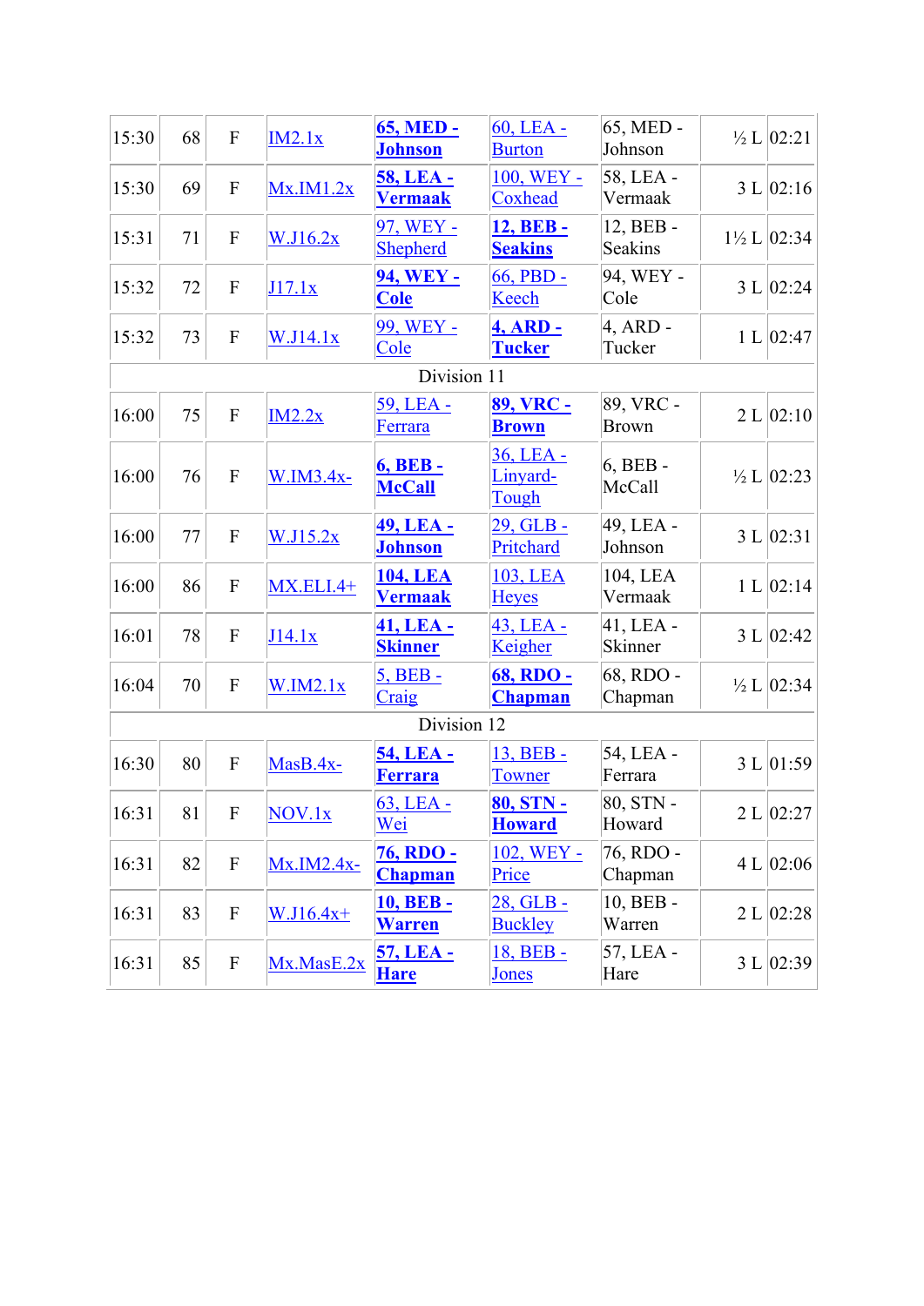| | | | | | | | | |
|---|---|---|---|---|---|---|---|---|
| 15:30 | 68 | F | IM2.1x | **65, MED - Johnson** | 60, LEA - Burton | 65, MED - Johnson | ½ L | 02:21 |
| 15:30 | 69 | F | Mx.IM1.2x | **58, LEA - Vermaak** | 100, WEY - Coxhead | 58, LEA - Vermaak | 3 L | 02:16 |
| 15:31 | 71 | F | W.J16.2x | 97, WEY - Shepherd | **12, BEB - Seakins** | 12, BEB - Seakins | 1½ L | 02:34 |
| 15:32 | 72 | F | J17.1x | **94, WEY - Cole** | 66, PBD - Keech | 94, WEY - Cole | 3 L | 02:24 |
| 15:32 | 73 | F | W.J14.1x | 99, WEY - Cole | **4, ARD - Tucker** | 4, ARD - Tucker | 1 L | 02:47 |
| Division 11 | | | | | | | | |
| 16:00 | 75 | F | IM2.2x | 59, LEA - Ferrara | **89, VRC - Brown** | 89, VRC - Brown | 2 L | 02:10 |
| 16:00 | 76 | F | W.IM3.4x- | **6, BEB - McCall** | 36, LEA - Linyard-Tough | 6, BEB - McCall | ½ L | 02:23 |
| 16:00 | 77 | F | W.J15.2x | **49, LEA - Johnson** | 29, GLB - Pritchard | 49, LEA - Johnson | 3 L | 02:31 |
| 16:00 | 86 | F | MX.ELI.4+ | **104, LEA Vermaak** | 103, LEA Heyes | 104, LEA Vermaak | 1 L | 02:14 |
| 16:01 | 78 | F | J14.1x | **41, LEA - Skinner** | 43, LEA - Keigher | 41, LEA - Skinner | 3 L | 02:42 |
| 16:04 | 70 | F | W.IM2.1x | 5, BEB - Craig | **68, RDO - Chapman** | 68, RDO - Chapman | ½ L | 02:34 |
| Division 12 | | | | | | | | |
| 16:30 | 80 | F | MasB.4x- | **54, LEA - Ferrara** | 13, BEB - Towner | 54, LEA - Ferrara | 3 L | 01:59 |
| 16:31 | 81 | F | NOV.1x | 63, LEA - Wei | **80, STN - Howard** | 80, STN - Howard | 2 L | 02:27 |
| 16:31 | 82 | F | Mx.IM2.4x- | **76, RDO - Chapman** | 102, WEY - Price | 76, RDO - Chapman | 4 L | 02:06 |
| 16:31 | 83 | F | W.J16.4x+ | **10, BEB - Warren** | 28, GLB - Buckley | 10, BEB - Warren | 2 L | 02:28 |
| 16:31 | 85 | F | Mx.MasE.2x | **57, LEA - Hare** | 18, BEB - Jones | 57, LEA - Hare | 3 L | 02:39 |